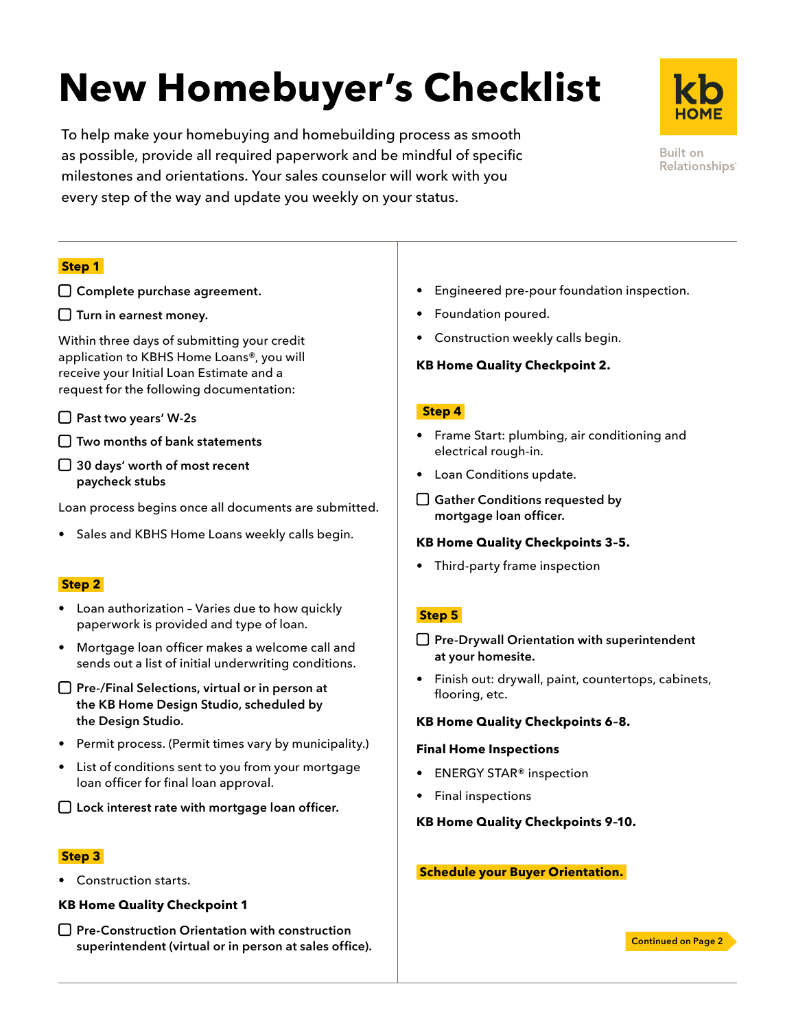# New Homebuyer's Checklist

KB HOME

Built on Relationships®

To help make your homebuying and homebuilding process as smooth as possible, provide all required paperwork and be mindful of specific milestones and orientations. Your sales counselor will work with you every step of the way and update you weekly on your status.

## Step 1

- [ ] **Complete purchase agreement.**
- [ ] **Turn in earnest money.**

Within three days of submitting your credit application to KBHS Home Loans®, you will receive your Initial Loan Estimate and a request for the following documentation:

- [ ] **Past two years' W-2s**
- [ ] **Two months of bank statements**
- [ ] **30 days' worth of most recent paycheck stubs**

Loan process begins once all documents are submitted.

- Sales and KBHS Home Loans weekly calls begin.

## Step 2

- Loan authorization – Varies due to how quickly paperwork is provided and type of loan.
- Mortgage loan officer makes a welcome call and sends out a list of initial underwriting conditions.
- [ ] **Pre-/Final Selections, virtual or in person at the KB Home Design Studio, scheduled by the Design Studio.**
- Permit process. (Permit times vary by municipality.)
- List of conditions sent to you from your mortgage loan officer for final loan approval.
- [ ] **Lock interest rate with mortgage loan officer.**

## Step 3

- Construction starts.

**KB Home Quality Checkpoint 1**

- [ ] **Pre-Construction Orientation with construction superintendent (virtual or in person at sales office).**

- Engineered pre-pour foundation inspection.
- Foundation poured.
- Construction weekly calls begin.

**KB Home Quality Checkpoint 2.**

## Step 4

- Frame Start: plumbing, air conditioning and electrical rough-in.
- Loan Conditions update.
- [ ] **Gather Conditions requested by mortgage loan officer.**

**KB Home Quality Checkpoints 3-5.**

- Third-party frame inspection

## Step 5

- [ ] **Pre-Drywall Orientation with superintendent at your homesite.**
- Finish out: drywall, paint, countertops, cabinets, flooring, etc.

**KB Home Quality Checkpoints 6-8.**

**Final Home Inspections**

- ENERGY STAR® inspection
- Final inspections

**KB Home Quality Checkpoints 9-10.**

**Schedule your Buyer Orientation.**

Continued on Page 2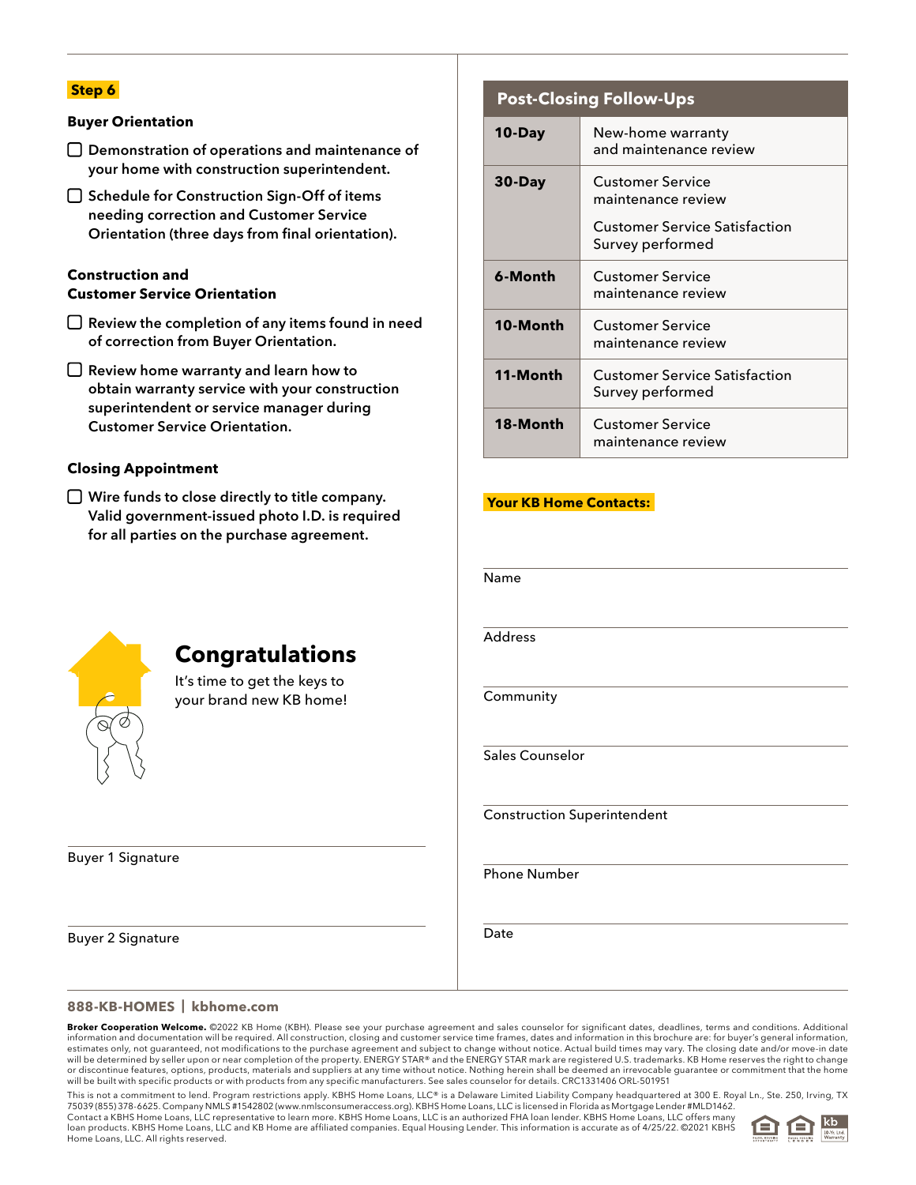**Step 6**

### Buyer Orientation

- [ ] Demonstration of operations and maintenance of your home with construction superintendent.
- [ ] Schedule for Construction Sign-Off of items needing correction and Customer Service Orientation (three days from final orientation).

### Construction and Customer Service Orientation

- [ ] Review the completion of any items found in need of correction from Buyer Orientation.
- [ ] Review home warranty and learn how to obtain warranty service with your construction superintendent or service manager during Customer Service Orientation.

### Closing Appointment

- [ ] Wire funds to close directly to title company. Valid government-issued photo I.D. is required for all parties on the purchase agreement.

## Congratulations

It's time to get the keys to your brand new KB home!

Buyer 1 Signature

Buyer 2 Signature

| Post-Closing Follow-Ups | |
|---|---|
| **10-Day** | New-home warranty and maintenance review |
| **30-Day** | Customer Service maintenance review<br>Customer Service Satisfaction Survey performed |
| **6-Month** | Customer Service maintenance review |
| **10-Month** | Customer Service maintenance review |
| **11-Month** | Customer Service Satisfaction Survey performed |
| **18-Month** | Customer Service maintenance review |

**Your KB Home Contacts:**

Name

Address

Community

Sales Counselor

Construction Superintendent

Phone Number

Date

**888-KB-HOMES | kbhome.com**

**Broker Cooperation Welcome.** ©2022 KB Home (KBH). Please see your purchase agreement and sales counselor for significant dates, deadlines, terms and conditions. Additional information and documentation will be required. All construction, closing and customer service time frames, dates and information in this brochure are: for buyer's general information, estimates only, not guaranteed, not modifications to the purchase agreement and subject to change without notice. Actual build times may vary. The closing date and/or move-in date will be determined by seller upon or near completion of the property. ENERGY STAR® and the ENERGY STAR mark are registered U.S. trademarks. KB Home reserves the right to change or discontinue features, options, products, materials and suppliers at any time without notice. Nothing herein shall be deemed an irrevocable guarantee or commitment that the home will be built with specific products or with products from any specific manufacturers. See sales counselor for details. CRC1331406 ORL-501951

This is not a commitment to lend. Program restrictions apply. KBHS Home Loans, LLC® is a Delaware Limited Liability Company headquartered at 300 E. Royal Ln., Ste. 250, Irving, TX 75039 (855) 378-6625. Company NMLS #1542802 (www.nmlsconsumeraccess.org). KBHS Home Loans, LLC is licensed in Florida as Mortgage Lender #MLD1462. Contact a KBHS Home Loans, LLC representative to learn more. KBHS Home Loans, LLC is an authorized FHA loan lender. KBHS Home Loans, LLC offers many loan products. KBHS Home Loans, LLC and KB Home are affiliated companies. Equal Housing Lender. This information is accurate as of 4/25/22. ©2021 KBHS Home Loans, LLC. All rights reserved.